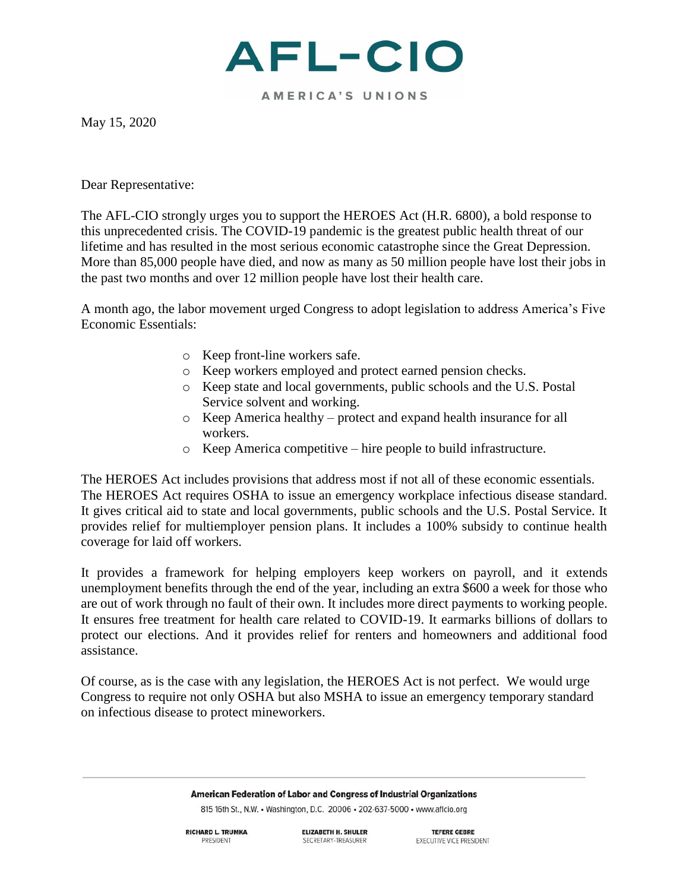# AFL-CIO

AMERICA'S UNIONS

May 15, 2020

Dear Representative:

The AFL-CIO strongly urges you to support the HEROES Act (H.R. 6800), a bold response to this unprecedented crisis. The COVID-19 pandemic is the greatest public health threat of our lifetime and has resulted in the most serious economic catastrophe since the Great Depression. More than 85,000 people have died, and now as many as 50 million people have lost their jobs in the past two months and over 12 million people have lost their health care.

A month ago, the labor movement urged Congress to adopt legislation to address America's Five Economic Essentials:

- Keep front-line workers safe.
- Keep workers employed and protect earned pension checks.
- Keep state and local governments, public schools and the U.S. Postal Service solvent and working.
- Keep America healthy – protect and expand health insurance for all workers.
- Keep America competitive – hire people to build infrastructure.

The HEROES Act includes provisions that address most if not all of these economic essentials. The HEROES Act requires OSHA to issue an emergency workplace infectious disease standard. It gives critical aid to state and local governments, public schools and the U.S. Postal Service. It provides relief for multiemployer pension plans. It includes a 100% subsidy to continue health coverage for laid off workers.

It provides a framework for helping employers keep workers on payroll, and it extends unemployment benefits through the end of the year, including an extra $600 a week for those who are out of work through no fault of their own. It includes more direct payments to working people. It ensures free treatment for health care related to COVID-19. It earmarks billions of dollars to protect our elections. And it provides relief for renters and homeowners and additional food assistance.

Of course, as is the case with any legislation, the HEROES Act is not perfect. We would urge Congress to require not only OSHA but also MSHA to issue an emergency temporary standard on infectious disease to protect mineworkers.

**American Federation of Labor and Congress of Industrial Organizations**

815 16th St., N.W. • Washington, D.C. 20006 • 202-637-5000 • www.aflcio.org

**RICHARD L. TRUMKA** PRESIDENT | **ELIZABETH H. SHULER** SECRETARY-TREASURER | **TEFERE GEBRE** EXECUTIVE VICE PRESIDENT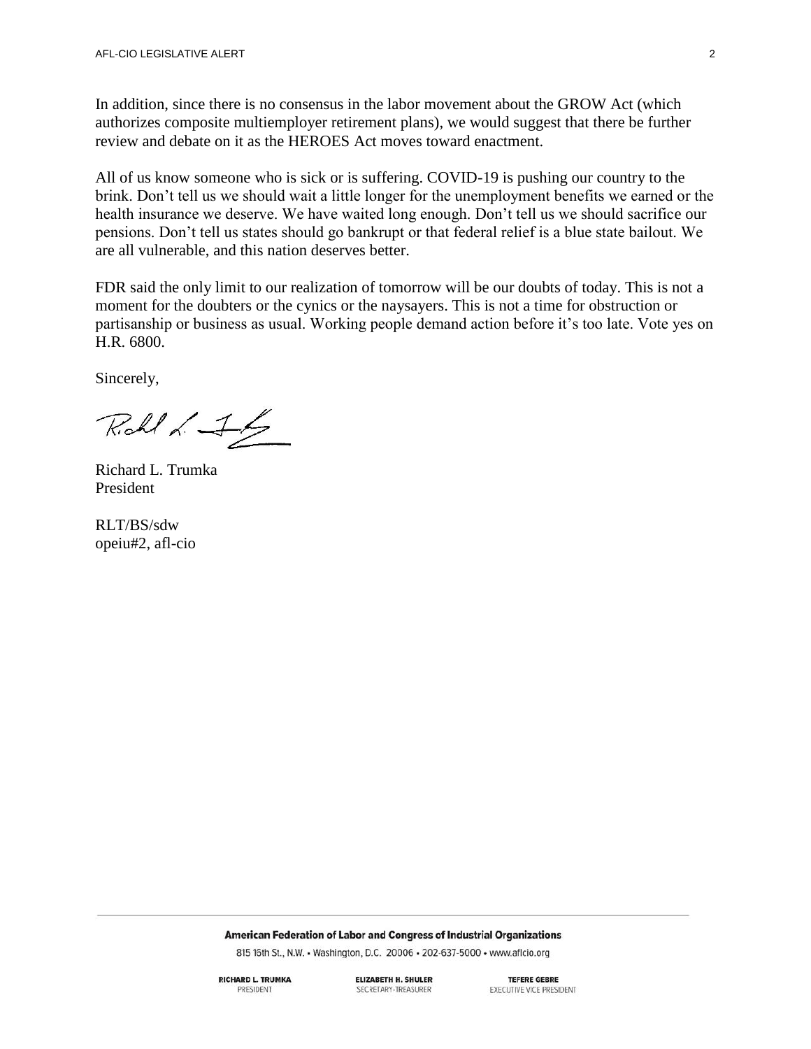In addition, since there is no consensus in the labor movement about the GROW Act (which authorizes composite multiemployer retirement plans), we would suggest that there be further review and debate on it as the HEROES Act moves toward enactment.

All of us know someone who is sick or is suffering. COVID-19 is pushing our country to the brink. Don't tell us we should wait a little longer for the unemployment benefits we earned or the health insurance we deserve. We have waited long enough. Don't tell us we should sacrifice our pensions. Don't tell us states should go bankrupt or that federal relief is a blue state bailout. We are all vulnerable, and this nation deserves better.

FDR said the only limit to our realization of tomorrow will be our doubts of today. This is not a moment for the doubters or the cynics or the naysayers. This is not a time for obstruction or partisanship or business as usual. Working people demand action before it's too late. Vote yes on H.R. 6800.

Sincerely,

Richard L. Trumka
President

RLT/BS/sdw
opeiu#2, afl-cio

**American Federation of Labor and Congress of Industrial Organizations**

815 16th St., N.W. • Washington, D.C. 20006 • 202-637-5000 • www.aflcio.org

**RICHARD L. TRUMKA** PRESIDENT | **ELIZABETH H. SHULER** SECRETARY-TREASURER | **TEFERE GEBRE** EXECUTIVE VICE PRESIDENT